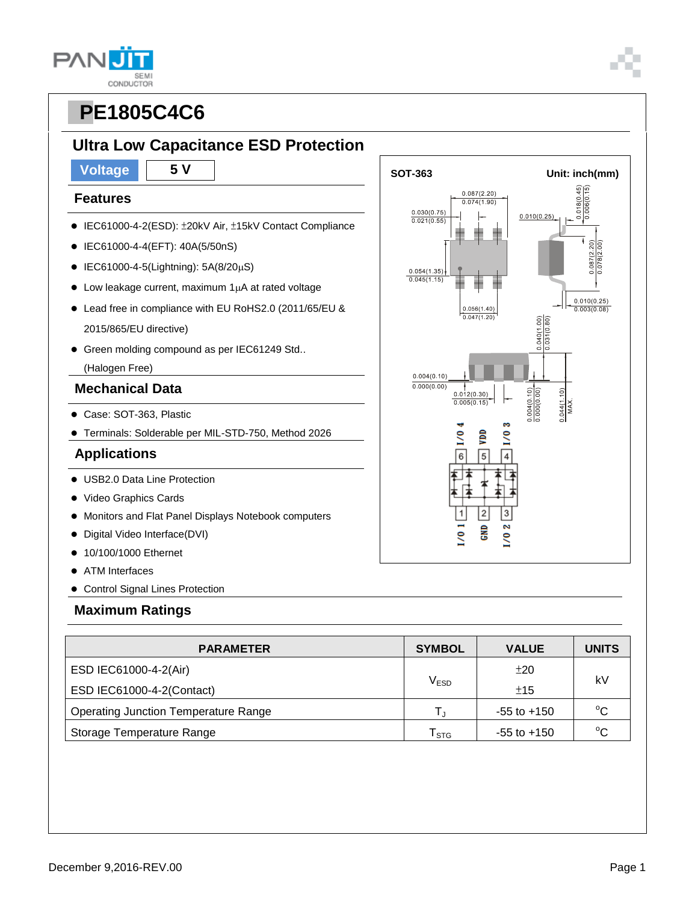# PE1805C4C6

## Ultra Low Capacitance ESD Protection

| Voltage | 5 V |
|---|---|

### Features

- IEC61000-4-2(ESD): ±20kV Air, ±15kV Contact Compliance
- IEC61000-4-4(EFT): 40A(5/50nS)
- IEC61000-4-5(Lightning): 5A(8/20μS)
- Low leakage current, maximum 1μA at rated voltage
- Lead free in compliance with EU RoHS2.0 (2011/65/EU & 2015/865/EU directive)
- Green molding compound as per IEC61249 Std.. (Halogen Free)

### Mechanical Data

- Case: SOT-363, Plastic
- Terminals: Solderable per MIL-STD-750, Method 2026

### Applications

- USB2.0 Data Line Protection
- Video Graphics Cards
- Monitors and Flat Panel Displays Notebook computers
- Digital Video Interface(DVI)
- 10/100/1000 Ethernet
- ATM Interfaces
- Control Signal Lines Protection

SOT-363 Unit: inch(mm)

### Maximum Ratings

| PARAMETER | SYMBOL | VALUE | UNITS |
|---|---|---|---|
| ESD IEC61000-4-2(Air) | $V_{ESD}$ | ±20 | kV |
| ESD IEC61000-4-2(Contact) | | ±15 | |
| Operating Junction Temperature Range | $T_J$ | -55 to +150 | °C |
| Storage Temperature Range | $T_{STG}$ | -55 to +150 | °C |

December 9,2016-REV.00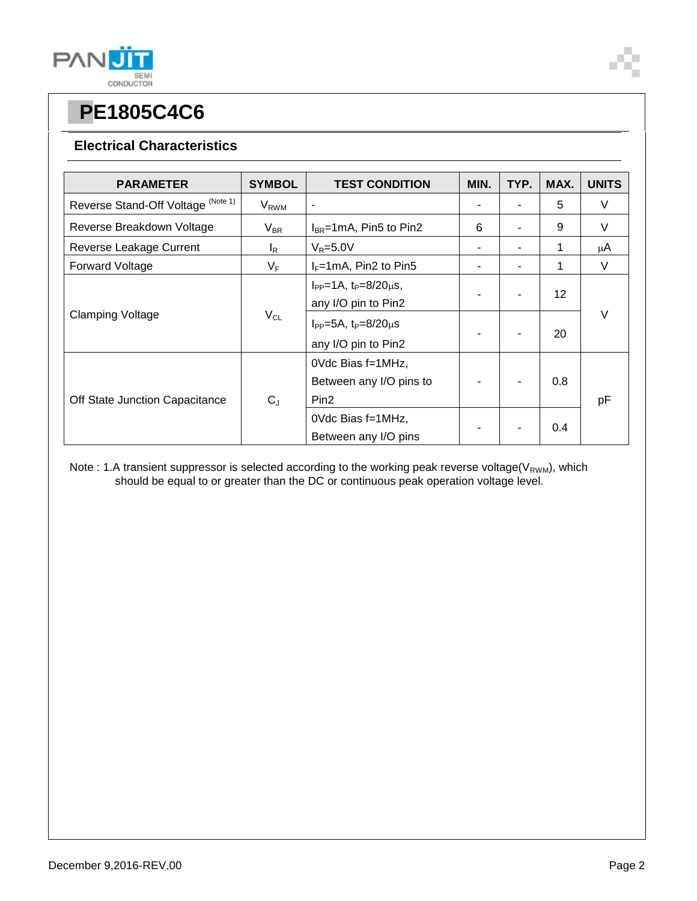# PE1805C4C6

## Electrical Characteristics

| PARAMETER | SYMBOL | TEST CONDITION | MIN. | TYP. | MAX. | UNITS |
|---|---|---|---|---|---|---|
| Reverse Stand-Off Voltage (Note 1) | $V_{RWM}$ | - | - | - | 5 | V |
| Reverse Breakdown Voltage | $V_{BR}$ | $I_{BR}$=1mA, Pin5 to Pin2 | 6 | - | 9 | V |
| Reverse Leakage Current | $I_R$ | $V_R$=5.0V | - | - | 1 | μA |
| Forward Voltage | $V_F$ | $I_F$=1mA, Pin2 to Pin5 | - | - | 1 | V |
| Clamping Voltage | $V_{CL}$ | $I_{PP}$=1A, $t_P$=8/20μs, any I/O pin to Pin2 | - | - | 12 | V |
| | | $I_{PP}$=5A, $t_P$=8/20μs any I/O pin to Pin2 | - | - | 20 | |
| Off State Junction Capacitance | $C_J$ | 0Vdc Bias f=1MHz, Between any I/O pins to Pin2 | - | - | 0.8 | pF |
| | | 0Vdc Bias f=1MHz, Between any I/O pins | - | - | 0.4 | |

Note : 1.A transient suppressor is selected according to the working peak reverse voltage($V_{RWM}$), which should be equal to or greater than the DC or continuous peak operation voltage level.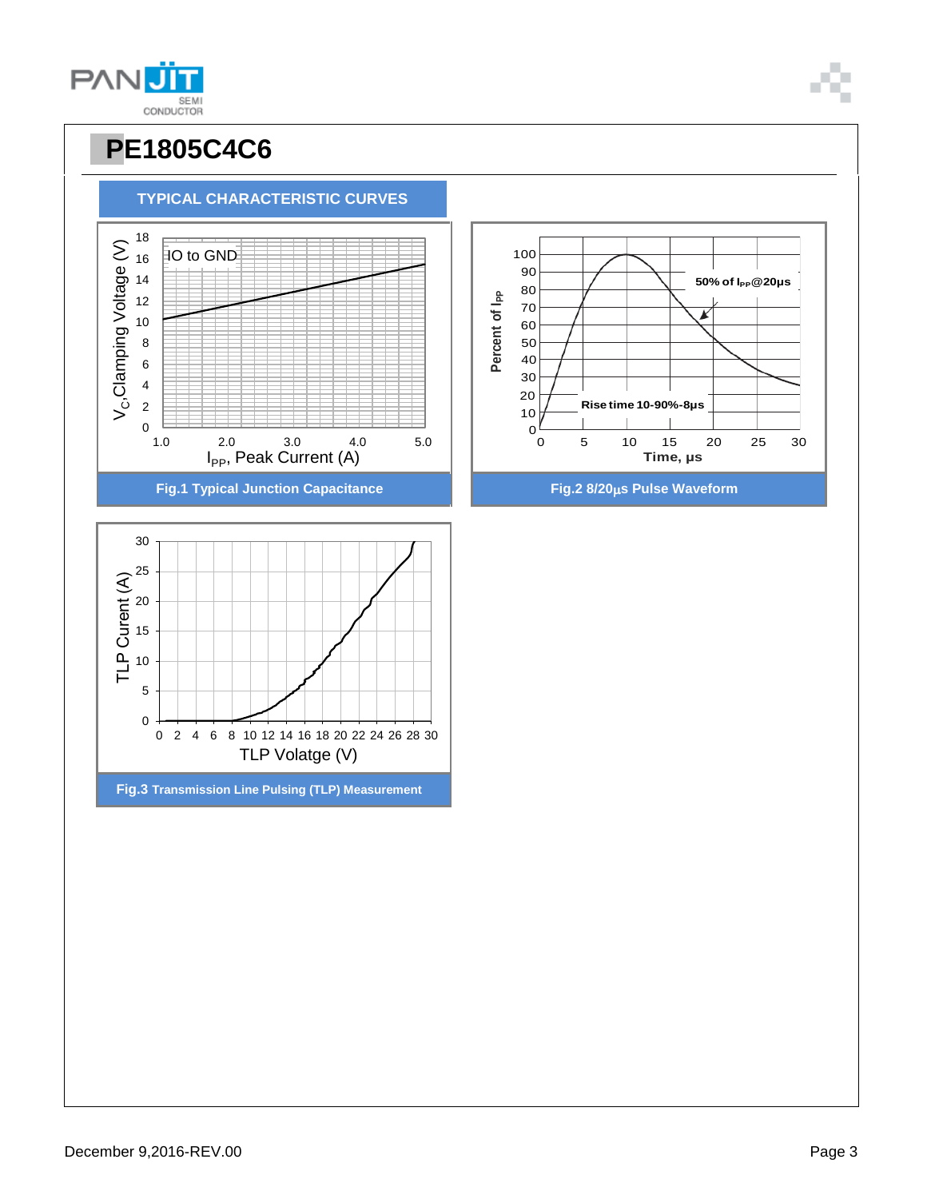# PE1805C4C6

## TYPICAL CHARACTERISTIC CURVES

IO to GND

$V_C$,Clamping Voltage (V)

$I_{PP}$, Peak Current (A)

Fig.1 Typical Junction Capacitance

Percent of $I_{PP}$

50% of $I_{PP}$@20μs

Rise time 10-90%-8μs

Time, μs

Fig.2 8/20μs Pulse Waveform

TLP Curent (A)

TLP Volatge (V)

Fig.3 Transmission Line Pulsing (TLP) Measurement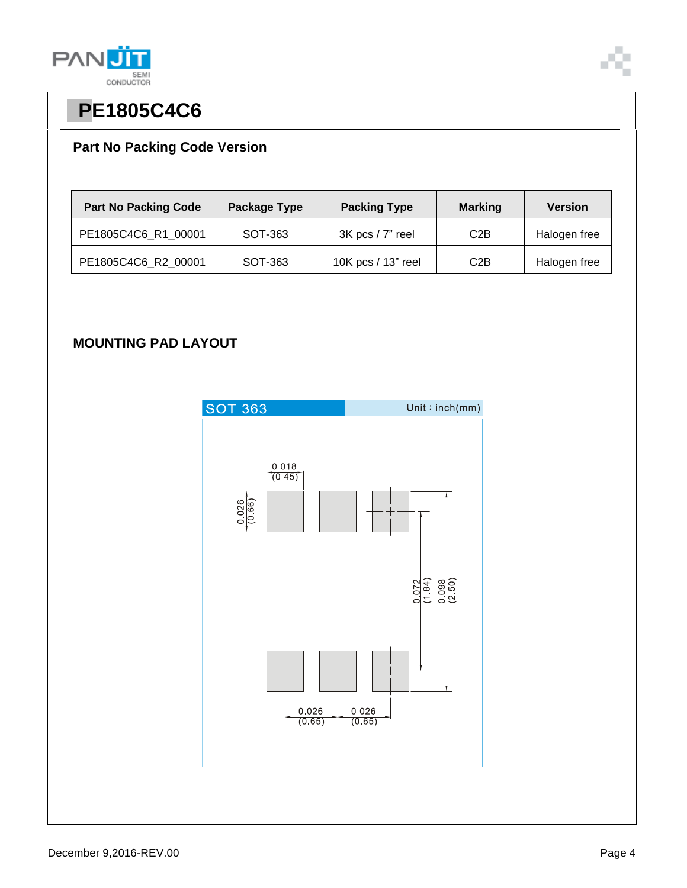# PE1805C4C6

## Part No Packing Code Version

| Part No Packing Code | Package Type | Packing Type | Marking | Version |
|---|---|---|---|---|
| PE1805C4C6_R1_00001 | SOT-363 | 3K pcs / 7" reel | C2B | Halogen free |
| PE1805C4C6_R2_00001 | SOT-363 | 10K pcs / 13" reel | C2B | Halogen free |

## MOUNTING PAD LAYOUT

SOT-363 Unit : inch(mm)

0.018 (0.45)

0.026 (0.66)

0.072 (1.84)

0.098 (2.50)

0.026 (0.65)

0.026 (0.65)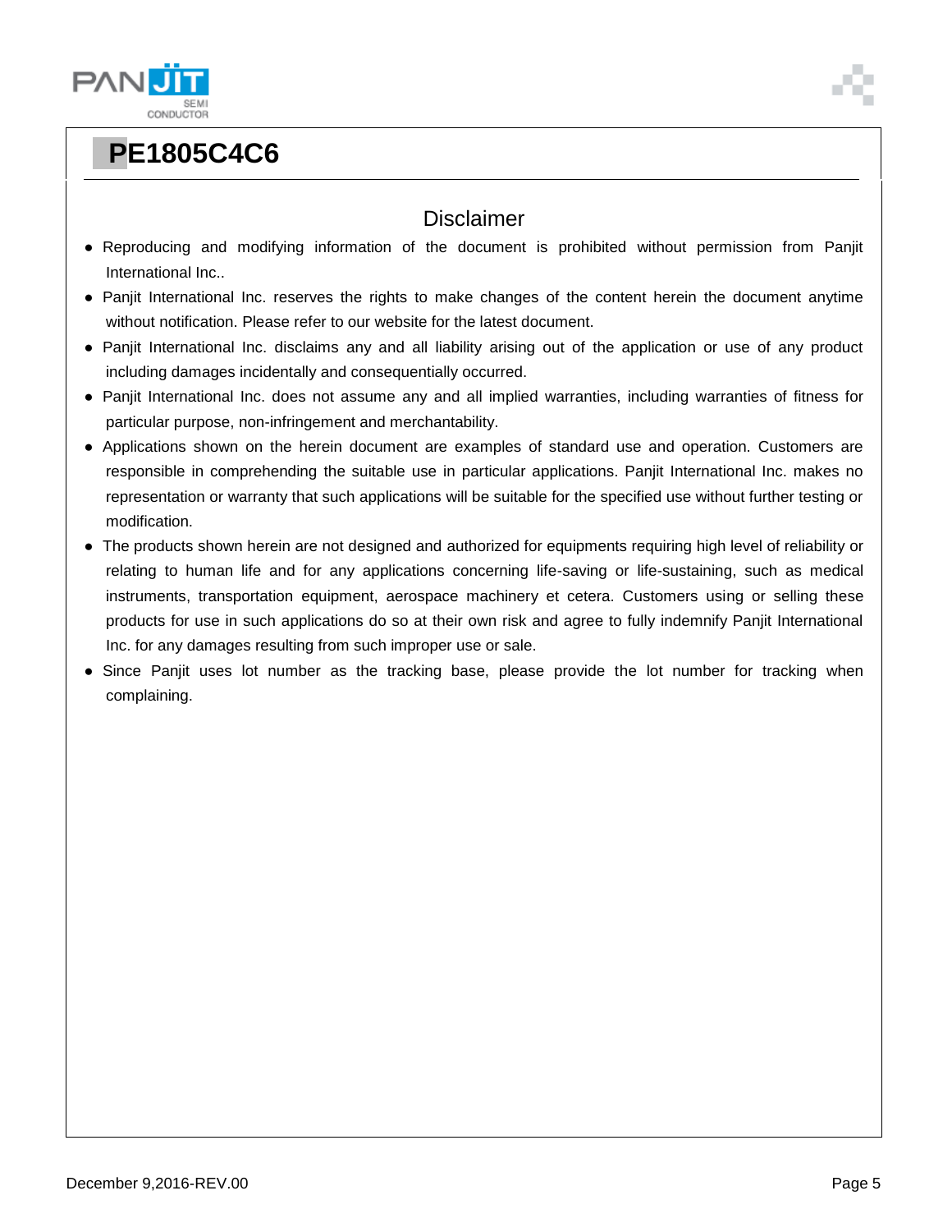# PE1805C4C6

## Disclaimer

- Reproducing and modifying information of the document is prohibited without permission from Panjit International Inc..
- Panjit International Inc. reserves the rights to make changes of the content herein the document anytime without notification. Please refer to our website for the latest document.
- Panjit International Inc. disclaims any and all liability arising out of the application or use of any product including damages incidentally and consequentially occurred.
- Panjit International Inc. does not assume any and all implied warranties, including warranties of fitness for particular purpose, non-infringement and merchantability.
- Applications shown on the herein document are examples of standard use and operation. Customers are responsible in comprehending the suitable use in particular applications. Panjit International Inc. makes no representation or warranty that such applications will be suitable for the specified use without further testing or modification.
- The products shown herein are not designed and authorized for equipments requiring high level of reliability or relating to human life and for any applications concerning life-saving or life-sustaining, such as medical instruments, transportation equipment, aerospace machinery et cetera. Customers using or selling these products for use in such applications do so at their own risk and agree to fully indemnify Panjit International Inc. for any damages resulting from such improper use or sale.
- Since Panjit uses lot number as the tracking base, please provide the lot number for tracking when complaining.

December 9,2016-REV.00